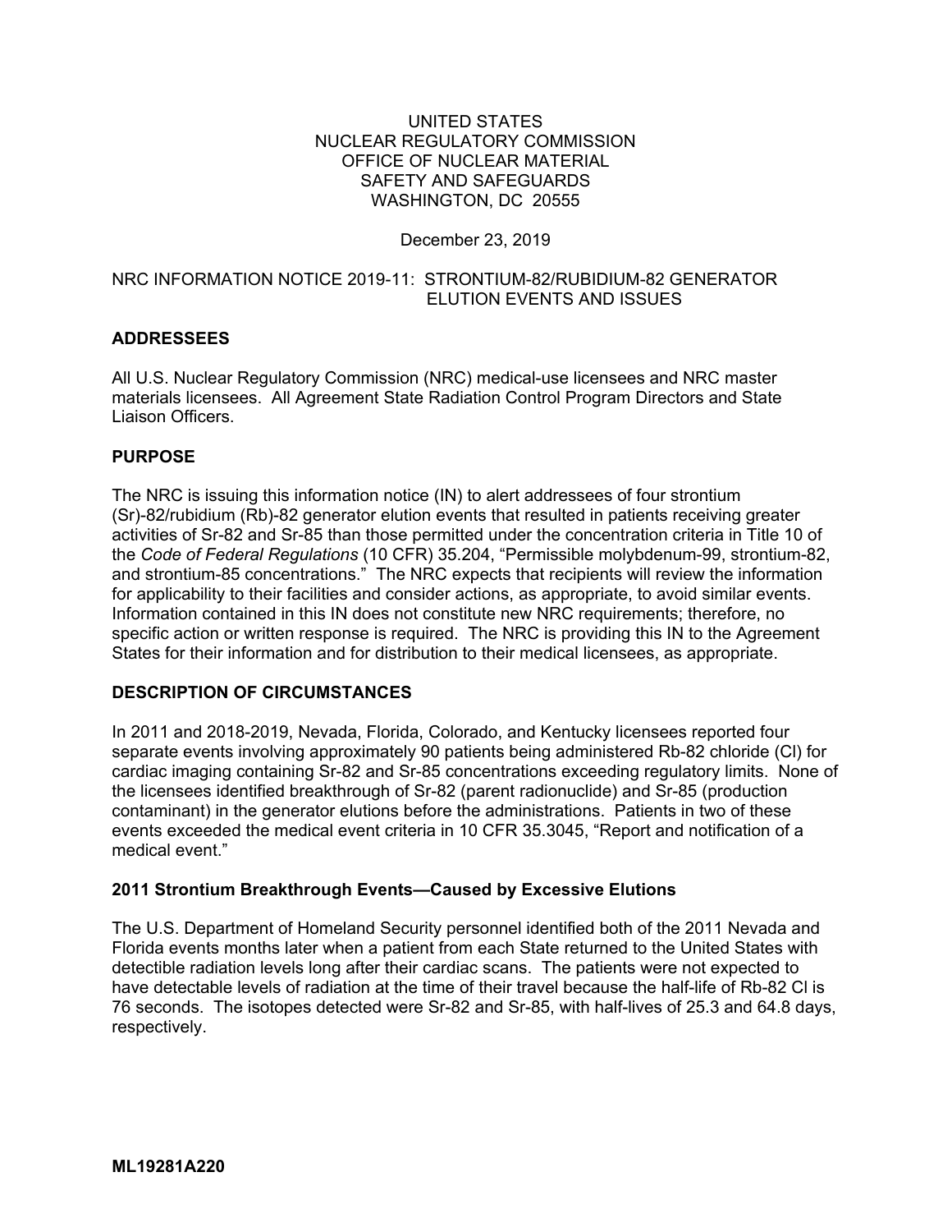UNITED STATES
NUCLEAR REGULATORY COMMISSION
OFFICE OF NUCLEAR MATERIAL
SAFETY AND SAFEGUARDS
WASHINGTON, DC 20555

December 23, 2019

NRC INFORMATION NOTICE 2019-11: STRONTIUM-82/RUBIDIUM-82 GENERATOR ELUTION EVENTS AND ISSUES

## ADDRESSEES

All U.S. Nuclear Regulatory Commission (NRC) medical-use licensees and NRC master materials licensees. All Agreement State Radiation Control Program Directors and State Liaison Officers.

## PURPOSE

The NRC is issuing this information notice (IN) to alert addressees of four strontium (Sr)-82/rubidium (Rb)-82 generator elution events that resulted in patients receiving greater activities of Sr-82 and Sr-85 than those permitted under the concentration criteria in Title 10 of the *Code of Federal Regulations* (10 CFR) 35.204, "Permissible molybdenum-99, strontium-82, and strontium-85 concentrations." The NRC expects that recipients will review the information for applicability to their facilities and consider actions, as appropriate, to avoid similar events. Information contained in this IN does not constitute new NRC requirements; therefore, no specific action or written response is required. The NRC is providing this IN to the Agreement States for their information and for distribution to their medical licensees, as appropriate.

## DESCRIPTION OF CIRCUMSTANCES

In 2011 and 2018-2019, Nevada, Florida, Colorado, and Kentucky licensees reported four separate events involving approximately 90 patients being administered Rb-82 chloride (Cl) for cardiac imaging containing Sr-82 and Sr-85 concentrations exceeding regulatory limits. None of the licensees identified breakthrough of Sr-82 (parent radionuclide) and Sr-85 (production contaminant) in the generator elutions before the administrations. Patients in two of these events exceeded the medical event criteria in 10 CFR 35.3045, "Report and notification of a medical event."

### 2011 Strontium Breakthrough Events—Caused by Excessive Elutions

The U.S. Department of Homeland Security personnel identified both of the 2011 Nevada and Florida events months later when a patient from each State returned to the United States with detectible radiation levels long after their cardiac scans. The patients were not expected to have detectable levels of radiation at the time of their travel because the half-life of Rb-82 Cl is 76 seconds. The isotopes detected were Sr-82 and Sr-85, with half-lives of 25.3 and 64.8 days, respectively.

**ML19281A220**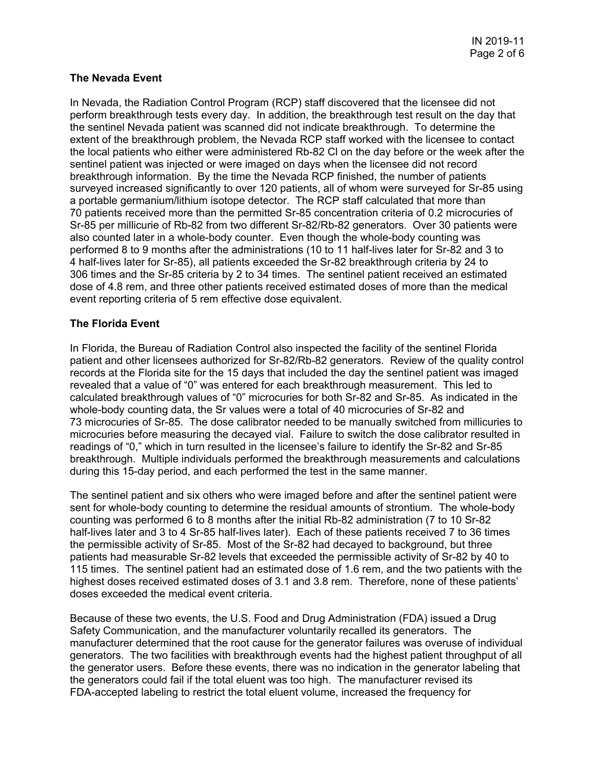## The Nevada Event

In Nevada, the Radiation Control Program (RCP) staff discovered that the licensee did not perform breakthrough tests every day. In addition, the breakthrough test result on the day that the sentinel Nevada patient was scanned did not indicate breakthrough. To determine the extent of the breakthrough problem, the Nevada RCP staff worked with the licensee to contact the local patients who either were administered Rb-82 Cl on the day before or the week after the sentinel patient was injected or were imaged on days when the licensee did not record breakthrough information. By the time the Nevada RCP finished, the number of patients surveyed increased significantly to over 120 patients, all of whom were surveyed for Sr-85 using a portable germanium/lithium isotope detector. The RCP staff calculated that more than 70 patients received more than the permitted Sr-85 concentration criteria of 0.2 microcuries of Sr-85 per millicurie of Rb-82 from two different Sr-82/Rb-82 generators. Over 30 patients were also counted later in a whole-body counter. Even though the whole-body counting was performed 8 to 9 months after the administrations (10 to 11 half-lives later for Sr-82 and 3 to 4 half-lives later for Sr-85), all patients exceeded the Sr-82 breakthrough criteria by 24 to 306 times and the Sr-85 criteria by 2 to 34 times. The sentinel patient received an estimated dose of 4.8 rem, and three other patients received estimated doses of more than the medical event reporting criteria of 5 rem effective dose equivalent.

## The Florida Event

In Florida, the Bureau of Radiation Control also inspected the facility of the sentinel Florida patient and other licensees authorized for Sr-82/Rb-82 generators. Review of the quality control records at the Florida site for the 15 days that included the day the sentinel patient was imaged revealed that a value of "0" was entered for each breakthrough measurement. This led to calculated breakthrough values of "0" microcuries for both Sr-82 and Sr-85. As indicated in the whole-body counting data, the Sr values were a total of 40 microcuries of Sr-82 and 73 microcuries of Sr-85. The dose calibrator needed to be manually switched from millicuries to microcuries before measuring the decayed vial. Failure to switch the dose calibrator resulted in readings of "0," which in turn resulted in the licensee's failure to identify the Sr-82 and Sr-85 breakthrough. Multiple individuals performed the breakthrough measurements and calculations during this 15-day period, and each performed the test in the same manner.

The sentinel patient and six others who were imaged before and after the sentinel patient were sent for whole-body counting to determine the residual amounts of strontium. The whole-body counting was performed 6 to 8 months after the initial Rb-82 administration (7 to 10 Sr-82 half-lives later and 3 to 4 Sr-85 half-lives later). Each of these patients received 7 to 36 times the permissible activity of Sr-85. Most of the Sr-82 had decayed to background, but three patients had measurable Sr-82 levels that exceeded the permissible activity of Sr-82 by 40 to 115 times. The sentinel patient had an estimated dose of 1.6 rem, and the two patients with the highest doses received estimated doses of 3.1 and 3.8 rem. Therefore, none of these patients' doses exceeded the medical event criteria.

Because of these two events, the U.S. Food and Drug Administration (FDA) issued a Drug Safety Communication, and the manufacturer voluntarily recalled its generators. The manufacturer determined that the root cause for the generator failures was overuse of individual generators. The two facilities with breakthrough events had the highest patient throughput of all the generator users. Before these events, there was no indication in the generator labeling that the generators could fail if the total eluent was too high. The manufacturer revised its FDA-accepted labeling to restrict the total eluent volume, increased the frequency for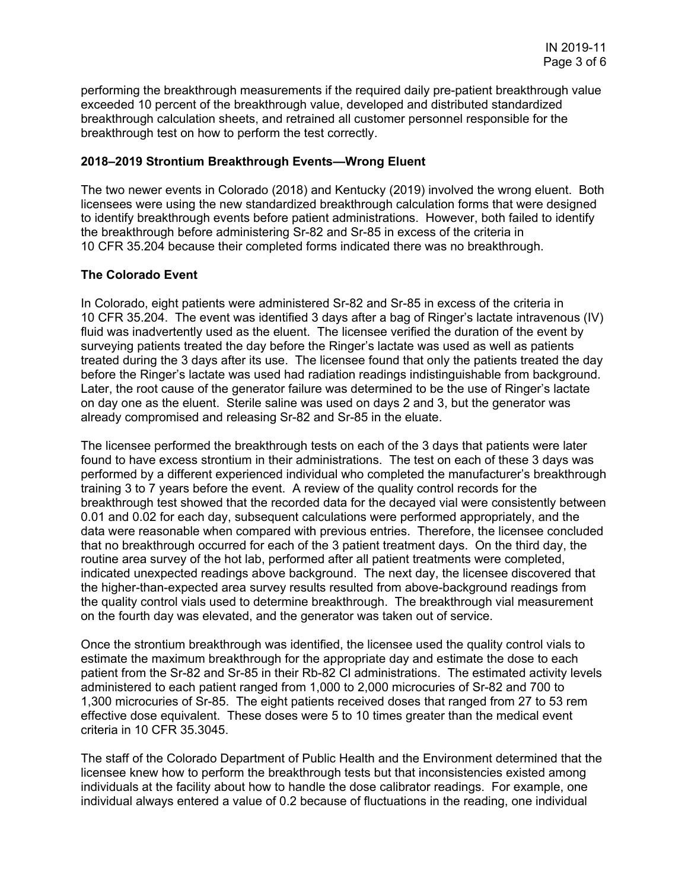performing the breakthrough measurements if the required daily pre-patient breakthrough value exceeded 10 percent of the breakthrough value, developed and distributed standardized breakthrough calculation sheets, and retrained all customer personnel responsible for the breakthrough test on how to perform the test correctly.

**2018–2019 Strontium Breakthrough Events—Wrong Eluent**

The two newer events in Colorado (2018) and Kentucky (2019) involved the wrong eluent. Both licensees were using the new standardized breakthrough calculation forms that were designed to identify breakthrough events before patient administrations. However, both failed to identify the breakthrough before administering Sr-82 and Sr-85 in excess of the criteria in 10 CFR 35.204 because their completed forms indicated there was no breakthrough.

**The Colorado Event**

In Colorado, eight patients were administered Sr-82 and Sr-85 in excess of the criteria in 10 CFR 35.204. The event was identified 3 days after a bag of Ringer's lactate intravenous (IV) fluid was inadvertently used as the eluent. The licensee verified the duration of the event by surveying patients treated the day before the Ringer's lactate was used as well as patients treated during the 3 days after its use. The licensee found that only the patients treated the day before the Ringer's lactate was used had radiation readings indistinguishable from background. Later, the root cause of the generator failure was determined to be the use of Ringer's lactate on day one as the eluent. Sterile saline was used on days 2 and 3, but the generator was already compromised and releasing Sr-82 and Sr-85 in the eluate.

The licensee performed the breakthrough tests on each of the 3 days that patients were later found to have excess strontium in their administrations. The test on each of these 3 days was performed by a different experienced individual who completed the manufacturer's breakthrough training 3 to 7 years before the event. A review of the quality control records for the breakthrough test showed that the recorded data for the decayed vial were consistently between 0.01 and 0.02 for each day, subsequent calculations were performed appropriately, and the data were reasonable when compared with previous entries. Therefore, the licensee concluded that no breakthrough occurred for each of the 3 patient treatment days. On the third day, the routine area survey of the hot lab, performed after all patient treatments were completed, indicated unexpected readings above background. The next day, the licensee discovered that the higher-than-expected area survey results resulted from above-background readings from the quality control vials used to determine breakthrough. The breakthrough vial measurement on the fourth day was elevated, and the generator was taken out of service.

Once the strontium breakthrough was identified, the licensee used the quality control vials to estimate the maximum breakthrough for the appropriate day and estimate the dose to each patient from the Sr-82 and Sr-85 in their Rb-82 Cl administrations. The estimated activity levels administered to each patient ranged from 1,000 to 2,000 microcuries of Sr-82 and 700 to 1,300 microcuries of Sr-85. The eight patients received doses that ranged from 27 to 53 rem effective dose equivalent. These doses were 5 to 10 times greater than the medical event criteria in 10 CFR 35.3045.

The staff of the Colorado Department of Public Health and the Environment determined that the licensee knew how to perform the breakthrough tests but that inconsistencies existed among individuals at the facility about how to handle the dose calibrator readings. For example, one individual always entered a value of 0.2 because of fluctuations in the reading, one individual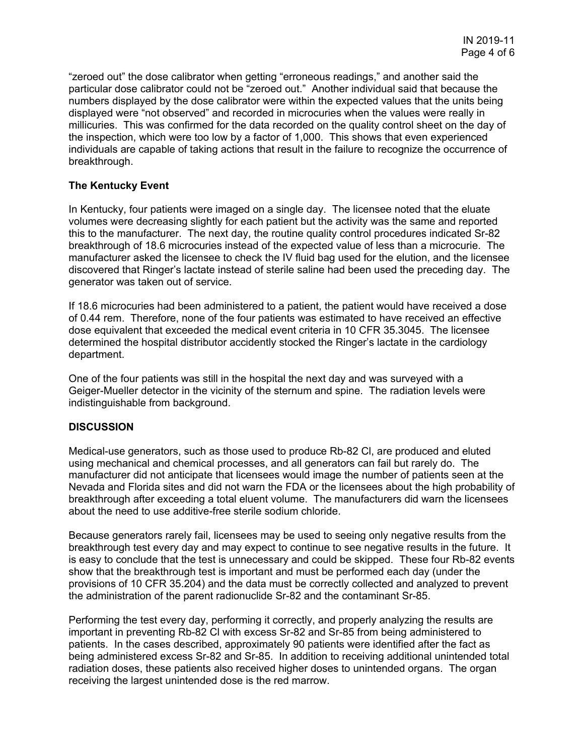"zeroed out" the dose calibrator when getting "erroneous readings," and another said the particular dose calibrator could not be "zeroed out." Another individual said that because the numbers displayed by the dose calibrator were within the expected values that the units being displayed were "not observed" and recorded in microcuries when the values were really in millicuries. This was confirmed for the data recorded on the quality control sheet on the day of the inspection, which were too low by a factor of 1,000. This shows that even experienced individuals are capable of taking actions that result in the failure to recognize the occurrence of breakthrough.

**The Kentucky Event**

In Kentucky, four patients were imaged on a single day. The licensee noted that the eluate volumes were decreasing slightly for each patient but the activity was the same and reported this to the manufacturer. The next day, the routine quality control procedures indicated Sr-82 breakthrough of 18.6 microcuries instead of the expected value of less than a microcurie. The manufacturer asked the licensee to check the IV fluid bag used for the elution, and the licensee discovered that Ringer's lactate instead of sterile saline had been used the preceding day. The generator was taken out of service.

If 18.6 microcuries had been administered to a patient, the patient would have received a dose of 0.44 rem. Therefore, none of the four patients was estimated to have received an effective dose equivalent that exceeded the medical event criteria in 10 CFR 35.3045. The licensee determined the hospital distributor accidently stocked the Ringer's lactate in the cardiology department.

One of the four patients was still in the hospital the next day and was surveyed with a Geiger-Mueller detector in the vicinity of the sternum and spine. The radiation levels were indistinguishable from background.

**DISCUSSION**

Medical-use generators, such as those used to produce Rb-82 Cl, are produced and eluted using mechanical and chemical processes, and all generators can fail but rarely do. The manufacturer did not anticipate that licensees would image the number of patients seen at the Nevada and Florida sites and did not warn the FDA or the licensees about the high probability of breakthrough after exceeding a total eluent volume. The manufacturers did warn the licensees about the need to use additive-free sterile sodium chloride.

Because generators rarely fail, licensees may be used to seeing only negative results from the breakthrough test every day and may expect to continue to see negative results in the future. It is easy to conclude that the test is unnecessary and could be skipped. These four Rb-82 events show that the breakthrough test is important and must be performed each day (under the provisions of 10 CFR 35.204) and the data must be correctly collected and analyzed to prevent the administration of the parent radionuclide Sr-82 and the contaminant Sr-85.

Performing the test every day, performing it correctly, and properly analyzing the results are important in preventing Rb-82 Cl with excess Sr-82 and Sr-85 from being administered to patients. In the cases described, approximately 90 patients were identified after the fact as being administered excess Sr-82 and Sr-85. In addition to receiving additional unintended total radiation doses, these patients also received higher doses to unintended organs. The organ receiving the largest unintended dose is the red marrow.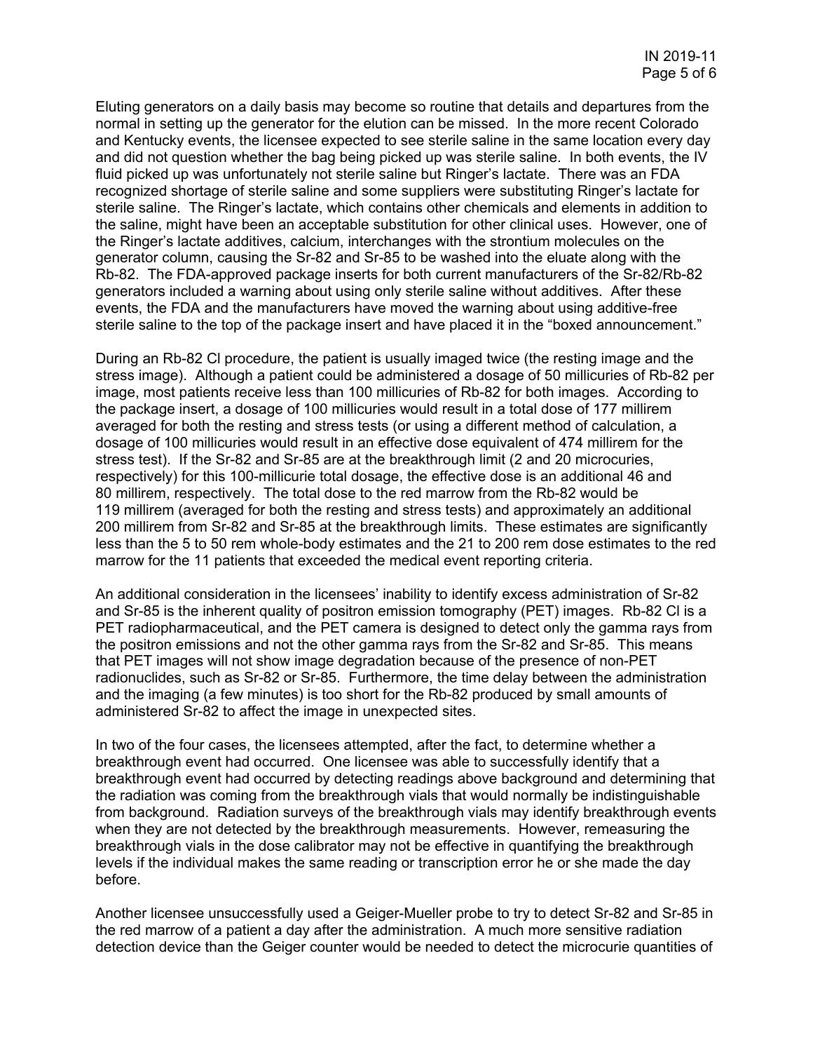Eluting generators on a daily basis may become so routine that details and departures from the normal in setting up the generator for the elution can be missed. In the more recent Colorado and Kentucky events, the licensee expected to see sterile saline in the same location every day and did not question whether the bag being picked up was sterile saline. In both events, the IV fluid picked up was unfortunately not sterile saline but Ringer's lactate. There was an FDA recognized shortage of sterile saline and some suppliers were substituting Ringer's lactate for sterile saline. The Ringer's lactate, which contains other chemicals and elements in addition to the saline, might have been an acceptable substitution for other clinical uses. However, one of the Ringer's lactate additives, calcium, interchanges with the strontium molecules on the generator column, causing the Sr-82 and Sr-85 to be washed into the eluate along with the Rb-82. The FDA-approved package inserts for both current manufacturers of the Sr-82/Rb-82 generators included a warning about using only sterile saline without additives. After these events, the FDA and the manufacturers have moved the warning about using additive-free sterile saline to the top of the package insert and have placed it in the "boxed announcement."

During an Rb-82 Cl procedure, the patient is usually imaged twice (the resting image and the stress image). Although a patient could be administered a dosage of 50 millicuries of Rb-82 per image, most patients receive less than 100 millicuries of Rb-82 for both images. According to the package insert, a dosage of 100 millicuries would result in a total dose of 177 millirem averaged for both the resting and stress tests (or using a different method of calculation, a dosage of 100 millicuries would result in an effective dose equivalent of 474 millirem for the stress test). If the Sr-82 and Sr-85 are at the breakthrough limit (2 and 20 microcuries, respectively) for this 100-millicurie total dosage, the effective dose is an additional 46 and 80 millirem, respectively. The total dose to the red marrow from the Rb-82 would be 119 millirem (averaged for both the resting and stress tests) and approximately an additional 200 millirem from Sr-82 and Sr-85 at the breakthrough limits. These estimates are significantly less than the 5 to 50 rem whole-body estimates and the 21 to 200 rem dose estimates to the red marrow for the 11 patients that exceeded the medical event reporting criteria.

An additional consideration in the licensees' inability to identify excess administration of Sr-82 and Sr-85 is the inherent quality of positron emission tomography (PET) images. Rb-82 Cl is a PET radiopharmaceutical, and the PET camera is designed to detect only the gamma rays from the positron emissions and not the other gamma rays from the Sr-82 and Sr-85. This means that PET images will not show image degradation because of the presence of non-PET radionuclides, such as Sr-82 or Sr-85. Furthermore, the time delay between the administration and the imaging (a few minutes) is too short for the Rb-82 produced by small amounts of administered Sr-82 to affect the image in unexpected sites.

In two of the four cases, the licensees attempted, after the fact, to determine whether a breakthrough event had occurred. One licensee was able to successfully identify that a breakthrough event had occurred by detecting readings above background and determining that the radiation was coming from the breakthrough vials that would normally be indistinguishable from background. Radiation surveys of the breakthrough vials may identify breakthrough events when they are not detected by the breakthrough measurements. However, remeasuring the breakthrough vials in the dose calibrator may not be effective in quantifying the breakthrough levels if the individual makes the same reading or transcription error he or she made the day before.

Another licensee unsuccessfully used a Geiger-Mueller probe to try to detect Sr-82 and Sr-85 in the red marrow of a patient a day after the administration. A much more sensitive radiation detection device than the Geiger counter would be needed to detect the microcurie quantities of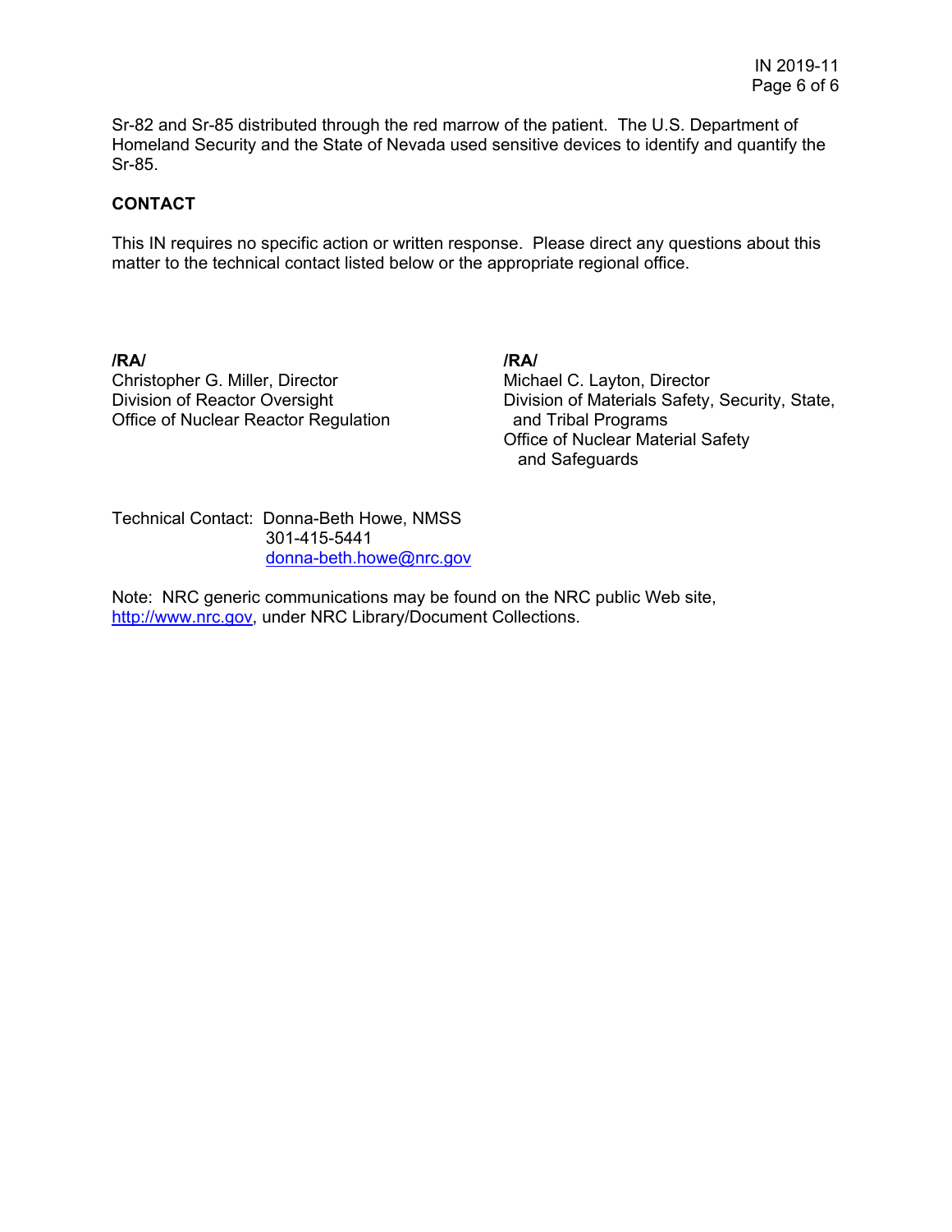Sr-82 and Sr-85 distributed through the red marrow of the patient. The U.S. Department of Homeland Security and the State of Nevada used sensitive devices to identify and quantify the Sr-85.

**CONTACT**

This IN requires no specific action or written response. Please direct any questions about this matter to the technical contact listed below or the appropriate regional office.

**/RA/**
Christopher G. Miller, Director
Division of Reactor Oversight
Office of Nuclear Reactor Regulation

**/RA/**
Michael C. Layton, Director
Division of Materials Safety, Security, State, and Tribal Programs
Office of Nuclear Material Safety and Safeguards

Technical Contact: Donna-Beth Howe, NMSS
301-415-5441
donna-beth.howe@nrc.gov

Note: NRC generic communications may be found on the NRC public Web site, http://www.nrc.gov, under NRC Library/Document Collections.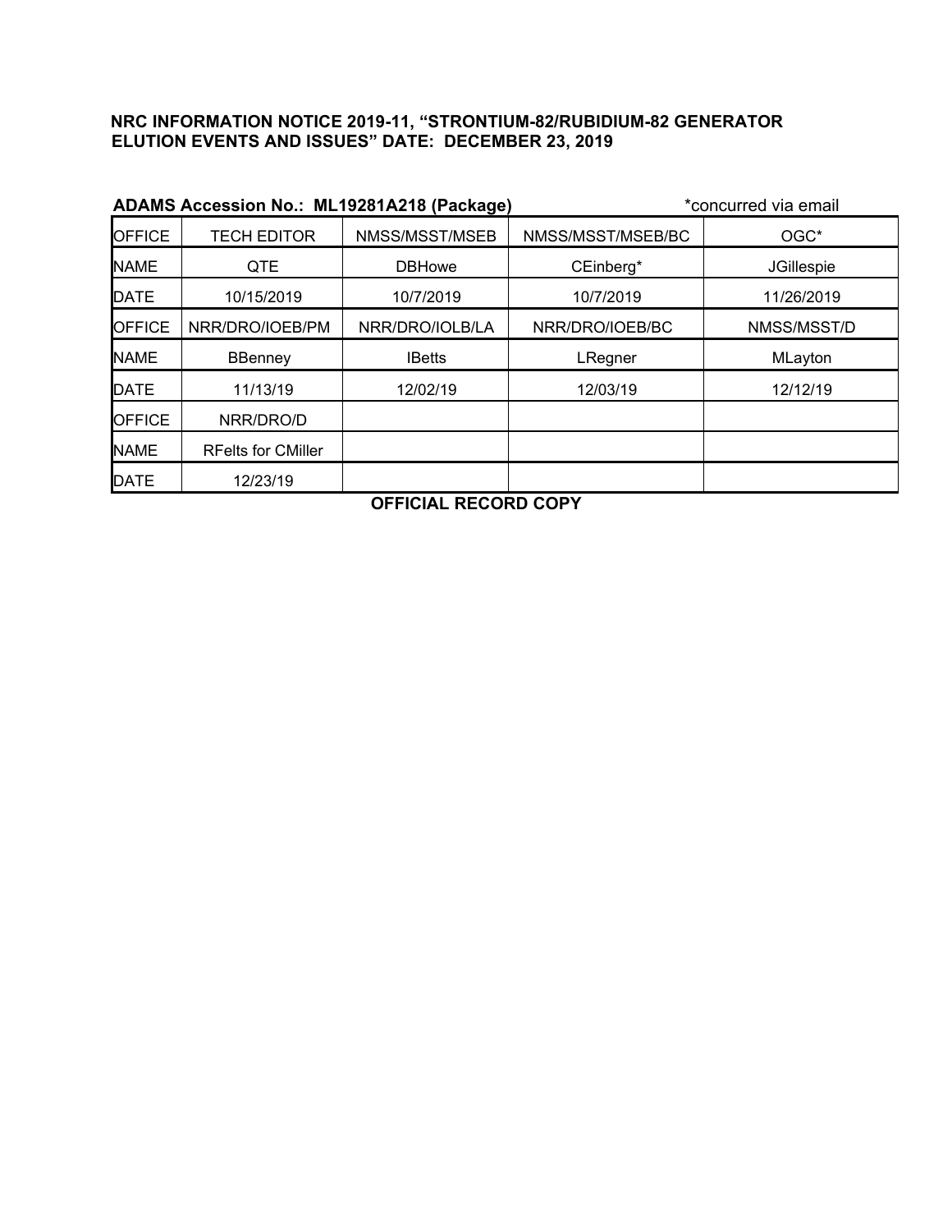**NRC INFORMATION NOTICE 2019-11, "STRONTIUM-82/RUBIDIUM-82 GENERATOR ELUTION EVENTS AND ISSUES" DATE: DECEMBER 23, 2019**

**ADAMS Accession No.: ML19281A218 (Package)** *concurred via email

| | | | | |
|---|---|---|---|---|
| OFFICE | TECH EDITOR | NMSS/MSST/MSEB | NMSS/MSST/MSEB/BC | OGC* |
| NAME | QTE | DBHowe | CEinberg* | JGillespie |
| DATE | 10/15/2019 | 10/7/2019 | 10/7/2019 | 11/26/2019 |
| OFFICE | NRR/DRO/IOEB/PM | NRR/DRO/IOLB/LA | NRR/DRO/IOEB/BC | NMSS/MSST/D |
| NAME | BBenney | IBetts | LRegner | MLayton |
| DATE | 11/13/19 | 12/02/19 | 12/03/19 | 12/12/19 |
| OFFICE | NRR/DRO/D | | | |
| NAME | RFelts for CMiller | | | |
| DATE | 12/23/19 | | | |

**OFFICIAL RECORD COPY**